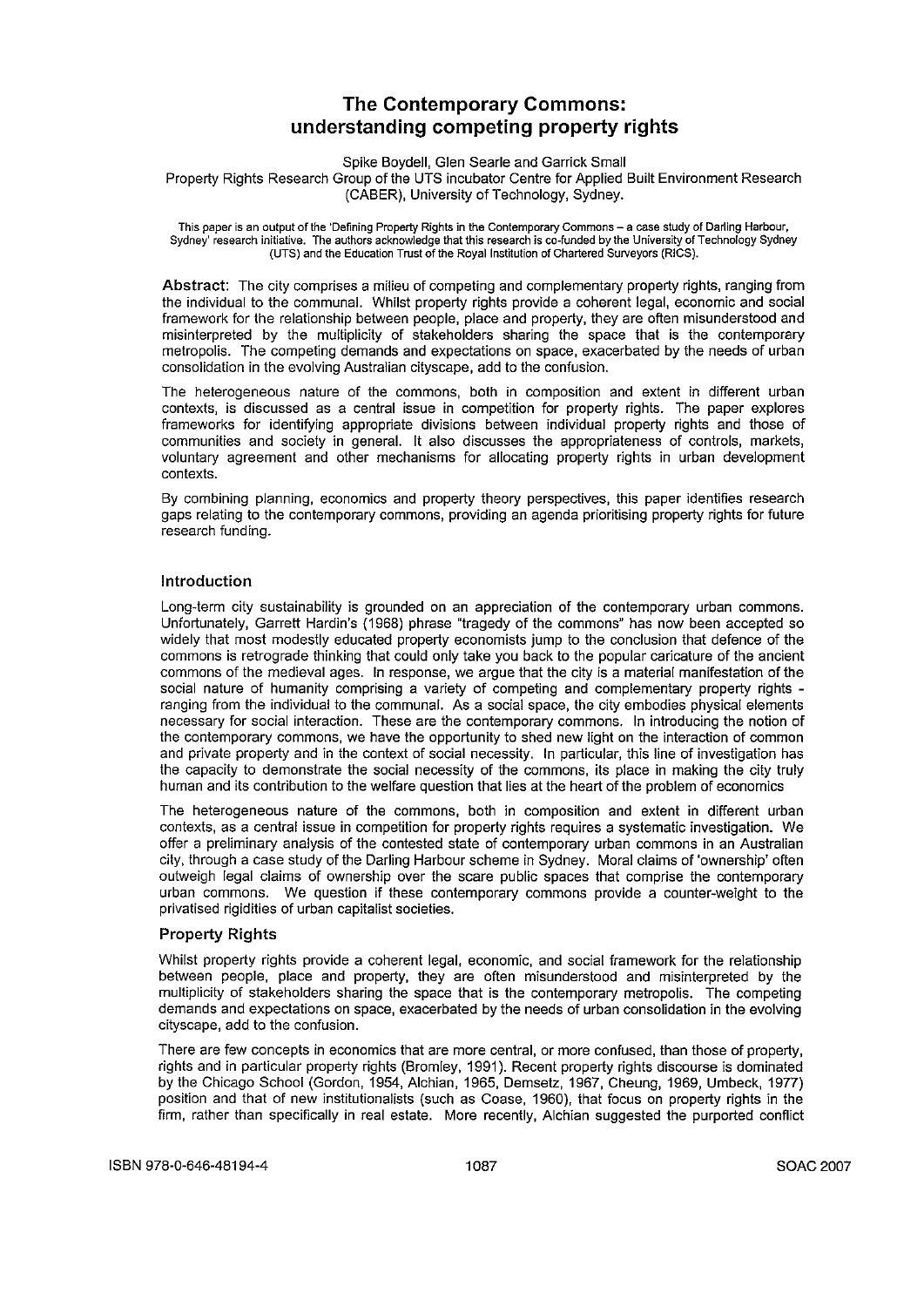# The Contemporary Commons: understanding competing property rights

Spike Boydell, Glen Searle and Garrick Small

Property Rights Research Group of the UTS incubator Centre for Applied Built Environment Research (CABER), University of Technology, Sydney.

This paper is an output of the 'Defining Property Rights in the Contemporary Commons – a case study of Darling Harbour, Sydney' research initiative. The authors acknowledge that this research is co-funded by the University of Technology Sydney (UTS) and the Education Trust of the Royal Institution of Chartered Surveyors (RICS).

**Abstract**: The city comprises a milieu of competing and complementary property rights, ranging from the individual to the communal. Whilst property rights provide a coherent legal, economic and social framework for the relationship between people, place and property, they are often misunderstood and misinterpreted by the multiplicity of stakeholders sharing the space that is the contemporary metropolis. The competing demands and expectations on space, exacerbated by the needs of urban consolidation in the evolving Australian cityscape, add to the confusion.

The heterogeneous nature of the commons, both in composition and extent in different urban contexts, is discussed as a central issue in competition for property rights. The paper explores frameworks for identifying appropriate divisions between individual property rights and those of communities and society in general. It also discusses the appropriateness of controls, markets, voluntary agreement and other mechanisms for allocating property rights in urban development contexts.

By combining planning, economics and property theory perspectives, this paper identifies research gaps relating to the contemporary commons, providing an agenda prioritising property rights for future research funding.

## Introduction

Long-term city sustainability is grounded on an appreciation of the contemporary urban commons. Unfortunately, Garrett Hardin's (1968) phrase "tragedy of the commons" has now been accepted so widely that most modestly educated property economists jump to the conclusion that defence of the commons is retrograde thinking that could only take you back to the popular caricature of the ancient commons of the medieval ages. In response, we argue that the city is a material manifestation of the social nature of humanity comprising a variety of competing and complementary property rights - ranging from the individual to the communal. As a social space, the city embodies physical elements necessary for social interaction. These are the contemporary commons. In introducing the notion of the contemporary commons, we have the opportunity to shed new light on the interaction of common and private property and in the context of social necessity. In particular, this line of investigation has the capacity to demonstrate the social necessity of the commons, its place in making the city truly human and its contribution to the welfare question that lies at the heart of the problem of economics

The heterogeneous nature of the commons, both in composition and extent in different urban contexts, as a central issue in competition for property rights requires a systematic investigation. We offer a preliminary analysis of the contested state of contemporary urban commons in an Australian city, through a case study of the Darling Harbour scheme in Sydney. Moral claims of 'ownership' often outweigh legal claims of ownership over the scare public spaces that comprise the contemporary urban commons. We question if these contemporary commons provide a counter-weight to the privatised rigidities of urban capitalist societies.

## Property Rights

Whilst property rights provide a coherent legal, economic, and social framework for the relationship between people, place and property, they are often misunderstood and misinterpreted by the multiplicity of stakeholders sharing the space that is the contemporary metropolis. The competing demands and expectations on space, exacerbated by the needs of urban consolidation in the evolving cityscape, add to the confusion.

There are few concepts in economics that are more central, or more confused, than those of property, rights and in particular property rights (Bromley, 1991). Recent property rights discourse is dominated by the Chicago School (Gordon, 1954, Alchian, 1965, Demsetz, 1967, Cheung, 1969, Umbeck, 1977) position and that of new institutionalists (such as Coase, 1960), that focus on property rights in the firm, rather than specifically in real estate. More recently, Alchian suggested the purported conflict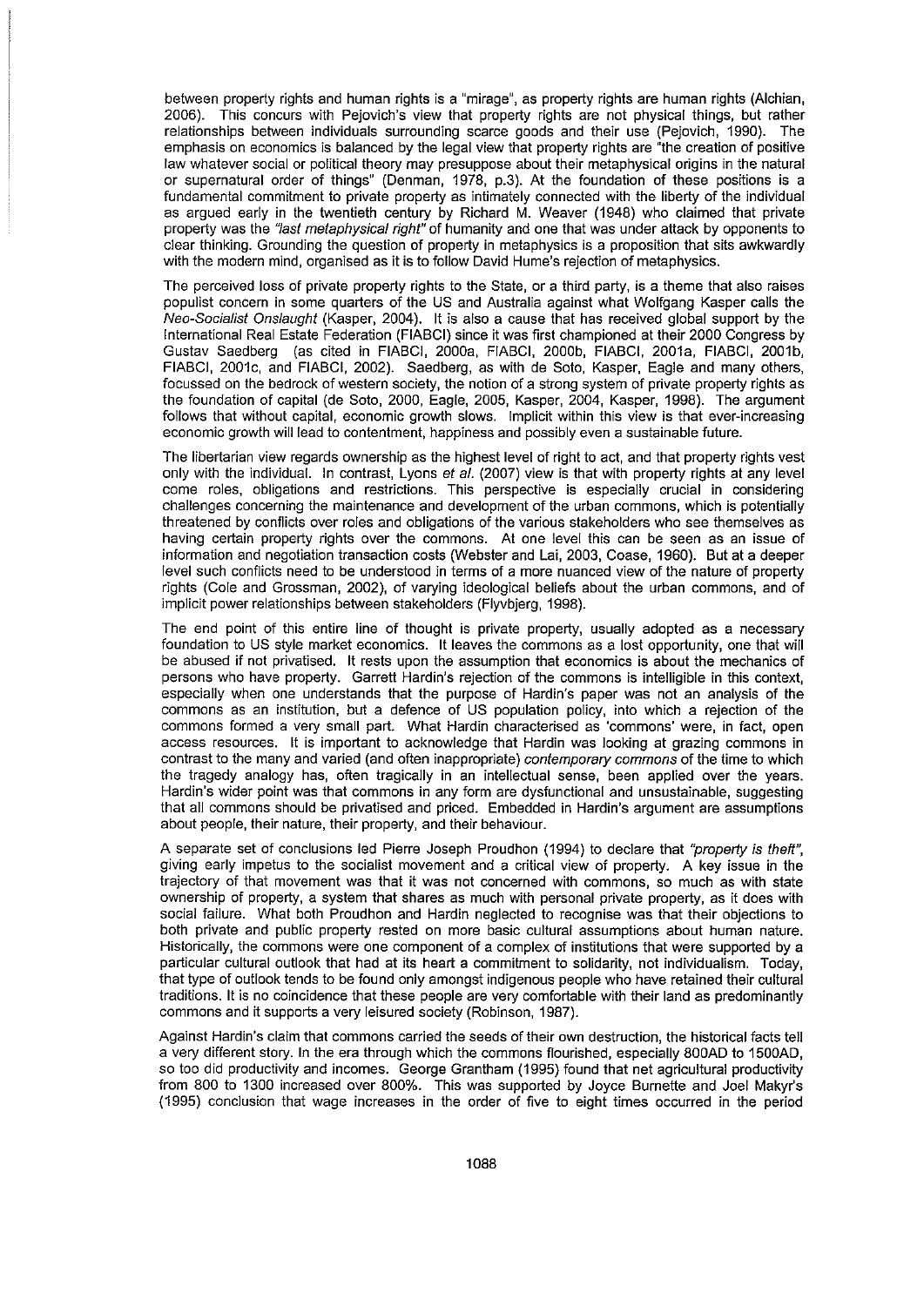between property rights and human rights is a "mirage", as property rights are human rights (Alchian, 2006). This concurs with Pejovich's view that property rights are not physical things, but rather relationships between individuals surrounding scarce goods and their use (Pejovich, 1990). The emphasis on economics is balanced by the legal view that property rights are "the creation of positive law whatever social or political theory may presuppose about their metaphysical origins in the natural or supernatural order of things" (Denman, 1978, p.3). At the foundation of these positions is a fundamental commitment to private property as intimately connected with the liberty of the individual as argued early in the twentieth century by Richard M. Weaver (1948) who claimed that private property was the *"last metaphysical right"* of humanity and one that was under attack by opponents to clear thinking. Grounding the question of property in metaphysics is a proposition that sits awkwardly with the modern mind, organised as it is to follow David Hume's rejection of metaphysics.

The perceived loss of private property rights to the State, or a third party, is a theme that also raises populist concern in some quarters of the US and Australia against what Wolfgang Kasper calls the *Neo-Socialist Onslaught* (Kasper, 2004). It is also a cause that has received global support by the International Real Estate Federation (FIABCI) since it was first championed at their 2000 Congress by Gustav Saedberg (as cited in FIABCI, 2000a, FIABCI, 2000b, FIABCI, 2001a, FIABCI, 2001b, FIABCI, 2001c, and FIABCI, 2002). Saedberg, as with de Soto, Kasper, Eagle and many others, focussed on the bedrock of western society, the notion of a strong system of private property rights as the foundation of capital (de Soto, 2000, Eagle, 2005, Kasper, 2004, Kasper, 1998). The argument follows that without capital, economic growth slows. Implicit within this view is that ever-increasing economic growth will lead to contentment, happiness and possibly even a sustainable future.

The libertarian view regards ownership as the highest level of right to act, and that property rights vest only with the individual. In contrast, Lyons *et al.* (2007) view is that with property rights at any level come roles, obligations and restrictions. This perspective is especially crucial in considering challenges concerning the maintenance and development of the urban commons, which is potentially threatened by conflicts over roles and obligations of the various stakeholders who see themselves as having certain property rights over the commons. At one level this can be seen as an issue of information and negotiation transaction costs (Webster and Lai, 2003, Coase, 1960). But at a deeper level such conflicts need to be understood in terms of a more nuanced view of the nature of property rights (Cole and Grossman, 2002), of varying ideological beliefs about the urban commons, and of implicit power relationships between stakeholders (Flyvbjerg, 1998).

The end point of this entire line of thought is private property, usually adopted as a necessary foundation to US style market economics. It leaves the commons as a lost opportunity, one that will be abused if not privatised. It rests upon the assumption that economics is about the mechanics of persons who have property. Garrett Hardin's rejection of the commons is intelligible in this context, especially when one understands that the purpose of Hardin's paper was not an analysis of the commons as an institution, but a defence of US population policy, into which a rejection of the commons formed a very small part. What Hardin characterised as 'commons' were, in fact, open access resources. It is important to acknowledge that Hardin was looking at grazing commons in contrast to the many and varied (and often inappropriate) *contemporary commons* of the time to which the tragedy analogy has, often tragically in an intellectual sense, been applied over the years. Hardin's wider point was that commons in any form are dysfunctional and unsustainable, suggesting that all commons should be privatised and priced. Embedded in Hardin's argument are assumptions about people, their nature, their property, and their behaviour.

A separate set of conclusions led Pierre Joseph Proudhon (1994) to declare that *"property is theft"*, giving early impetus to the socialist movement and a critical view of property. A key issue in the trajectory of that movement was that it was not concerned with commons, so much as with state ownership of property, a system that shares as much with personal private property, as it does with social failure. What both Proudhon and Hardin neglected to recognise was that their objections to both private and public property rested on more basic cultural assumptions about human nature. Historically, the commons were one component of a complex of institutions that were supported by a particular cultural outlook that had at its heart a commitment to solidarity, not individualism. Today, that type of outlook tends to be found only amongst indigenous people who have retained their cultural traditions. It is no coincidence that these people are very comfortable with their land as predominantly commons and it supports a very leisured society (Robinson, 1987).

Against Hardin's claim that commons carried the seeds of their own destruction, the historical facts tell a very different story. In the era through which the commons flourished, especially 800AD to 1500AD, so too did productivity and incomes. George Grantham (1995) found that net agricultural productivity from 800 to 1300 increased over 800%. This was supported by Joyce Burnette and Joel Makyr's (1995) conclusion that wage increases in the order of five to eight times occurred in the period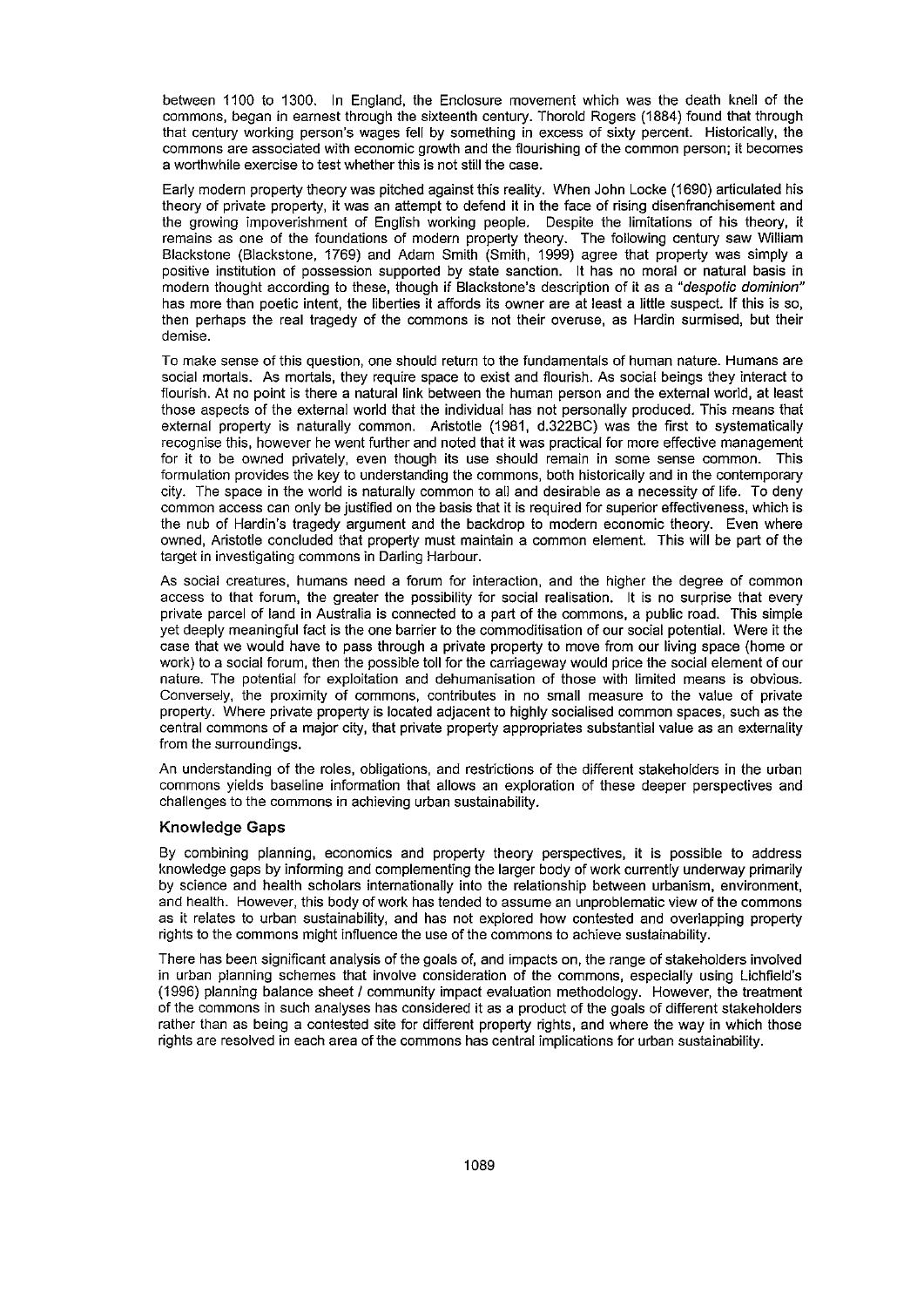between 1100 to 1300. In England, the Enclosure movement which was the death knell of the commons, began in earnest through the sixteenth century. Thorold Rogers (1884) found that through that century working person's wages fell by something in excess of sixty percent. Historically, the commons are associated with economic growth and the flourishing of the common person; it becomes a worthwhile exercise to test whether this is not still the case.

Early modern property theory was pitched against this reality. When John Locke (1690) articulated his theory of private property, it was an attempt to defend it in the face of rising disenfranchisement and the growing impoverishment of English working people. Despite the limitations of his theory, it remains as one of the foundations of modern property theory. The following century saw William Blackstone (Blackstone, 1769) and Adam Smith (Smith, 1999) agree that property was simply a positive institution of possession supported by state sanction. It has no moral or natural basis in modern thought according to these, though if Blackstone's description of it as a *"despotic dominion"* has more than poetic intent, the liberties it affords its owner are at least a little suspect. If this is so, then perhaps the real tragedy of the commons is not their overuse, as Hardin surmised, but their demise.

To make sense of this question, one should return to the fundamentals of human nature. Humans are social mortals. As mortals, they require space to exist and flourish. As social beings they interact to flourish. At no point is there a natural link between the human person and the external world, at least those aspects of the external world that the individual has not personally produced. This means that external property is naturally common. Aristotle (1981, d.322BC) was the first to systematically recognise this, however he went further and noted that it was practical for more effective management for it to be owned privately, even though its use should remain in some sense common. This formulation provides the key to understanding the commons, both historically and in the contemporary city. The space in the world is naturally common to all and desirable as a necessity of life. To deny common access can only be justified on the basis that it is required for superior effectiveness, which is the nub of Hardin's tragedy argument and the backdrop to modern economic theory. Even where owned, Aristotle concluded that property must maintain a common element. This will be part of the target in investigating commons in Darling Harbour.

As social creatures, humans need a forum for interaction, and the higher the degree of common access to that forum, the greater the possibility for social realisation. It is no surprise that every private parcel of land in Australia is connected to a part of the commons, a public road. This simple yet deeply meaningful fact is the one barrier to the commoditisation of our social potential. Were it the case that we would have to pass through a private property to move from our living space (home or work) to a social forum, then the possible toll for the carriageway would price the social element of our nature. The potential for exploitation and dehumanisation of those with limited means is obvious. Conversely, the proximity of commons, contributes in no small measure to the value of private property. Where private property is located adjacent to highly socialised common spaces, such as the central commons of a major city, that private property appropriates substantial value as an externality from the surroundings.

An understanding of the roles, obligations, and restrictions of the different stakeholders in the urban commons yields baseline information that allows an exploration of these deeper perspectives and challenges to the commons in achieving urban sustainability.

### Knowledge Gaps

By combining planning, economics and property theory perspectives, it is possible to address knowledge gaps by informing and complementing the larger body of work currently underway primarily by science and health scholars internationally into the relationship between urbanism, environment, and health. However, this body of work has tended to assume an unproblematic view of the commons as it relates to urban sustainability, and has not explored how contested and overlapping property rights to the commons might influence the use of the commons to achieve sustainability.

There has been significant analysis of the goals of, and impacts on, the range of stakeholders involved in urban planning schemes that involve consideration of the commons, especially using Lichfield's (1996) planning balance sheet / community impact evaluation methodology. However, the treatment of the commons in such analyses has considered it as a product of the goals of different stakeholders rather than as being a contested site for different property rights, and where the way in which those rights are resolved in each area of the commons has central implications for urban sustainability.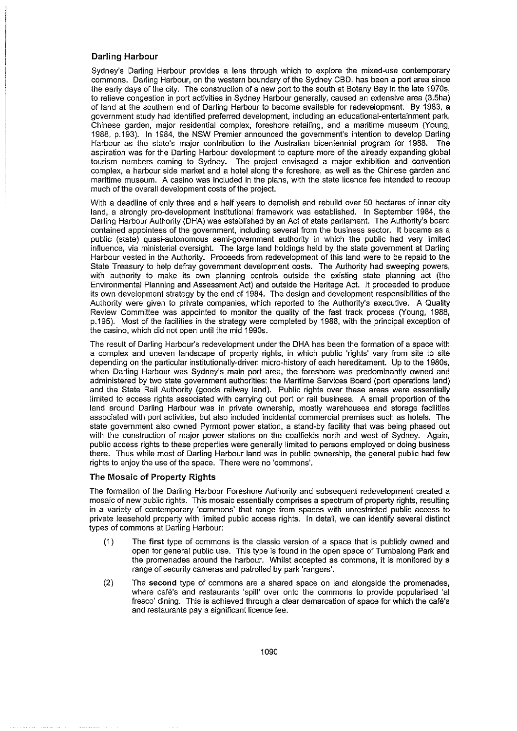### Darling Harbour

Sydney's Darling Harbour provides a lens through which to explore the mixed-use contemporary commons. Darling Harbour, on the western boundary of the Sydney CBD, has been a port area since the early days of the city. The construction of a new port to the south at Botany Bay in the late 1970s, to relieve congestion in port activities in Sydney Harbour generally, caused an extensive area (3.5ha) of land at the southern end of Darling Harbour to become available for redevelopment. By 1983, a government study had identified preferred development, including an educational-entertainment park, Chinese garden, major residential complex, foreshore retailing, and a maritime museum (Young, 1988, p.193). In 1984, the NSW Premier announced the government's intention to develop Darling Harbour as the state's major contribution to the Australian bicentennial program for 1988. The aspiration was for the Darling Harbour development to capture more of the already expanding global tourism numbers coming to Sydney. The project envisaged a major exhibition and convention complex, a harbour side market and a hotel along the foreshore, as well as the Chinese garden and maritime museum. A casino was included in the plans, with the state licence fee intended to recoup much of the overall development costs of the project.

With a deadline of only three and a half years to demolish and rebuild over 50 hectares of inner city land, a strongly pro-development institutional framework was established. In September 1984, the Darling Harbour Authority (DHA) was established by an Act of state parliament. The Authority's board contained appointees of the government, including several from the business sector. It became as a public (state) quasi-autonomous semi-government authority in which the public had very limited influence, via ministerial oversight. The large land holdings held by the state government at Darling Harbour vested in the Authority. Proceeds from redevelopment of this land were to be repaid to the State Treasury to help defray government development costs. The Authority had sweeping powers, with authority to make its own planning controls outside the existing state planning act (the Environmental Planning and Assessment Act) and outside the Heritage Act. It proceeded to produce its own development strategy by the end of 1984. The design and development responsibilities of the Authority were given to private companies, which reported to the Authority's executive. A Quality Review Committee was appointed to monitor the quality of the fast track process (Young, 1988, p.195). Most of the facilities in the strategy were completed by 1988, with the principal exception of the casino, which did not open until the mid 1990s.

The result of Darling Harbour's redevelopment under the DHA has been the formation of a space with a complex and uneven landscape of property rights, in which public 'rights' vary from site to site depending on the particular institutionally-driven micro-history of each hereditament. Up to the 1980s, when Darling Harbour was Sydney's main port area, the foreshore was predominantly owned and administered by two state government authorities: the Maritime Services Board (port operations land) and the State Rail Authority (goods railway land). Public rights over these areas were essentially limited to access rights associated with carrying out port or rail business. A small proportion of the land around Darling Harbour was in private ownership, mostly warehouses and storage facilities associated with port activities, but also included incidental commercial premises such as hotels. The state government also owned Pyrmont power station, a stand-by facility that was being phased out with the construction of major power stations on the coalfields north and west of Sydney. Again, public access rights to these properties were generally limited to persons employed or doing business there. Thus while most of Darling Harbour land was in public ownership, the general public had few rights to enjoy the use of the space. There were no 'commons'.

### The Mosaic of Property Rights

The formation of the Darling Harbour Foreshore Authority and subsequent redevelopment created a mosaic of new public rights. This mosaic essentially comprises a spectrum of property rights, resulting in a variety of contemporary 'commons' that range from spaces with unrestricted public access to private leasehold property with limited public access rights. In detail, we can identify several distinct types of commons at Darling Harbour:

(1) The **first** type of commons is the classic version of a space that is publicly owned and open for general public use. This type is found in the open space of Tumbalong Park and the promenades around the harbour. Whilst accepted as commons, it is monitored by a range of security cameras and patrolled by park 'rangers'.

(2) The **second** type of commons are a shared space on land alongside the promenades, where café's and restaurants 'spill' over onto the commons to provide popularised 'al fresco' dining. This is achieved through a clear demarcation of space for which the café's and restaurants pay a significant licence fee.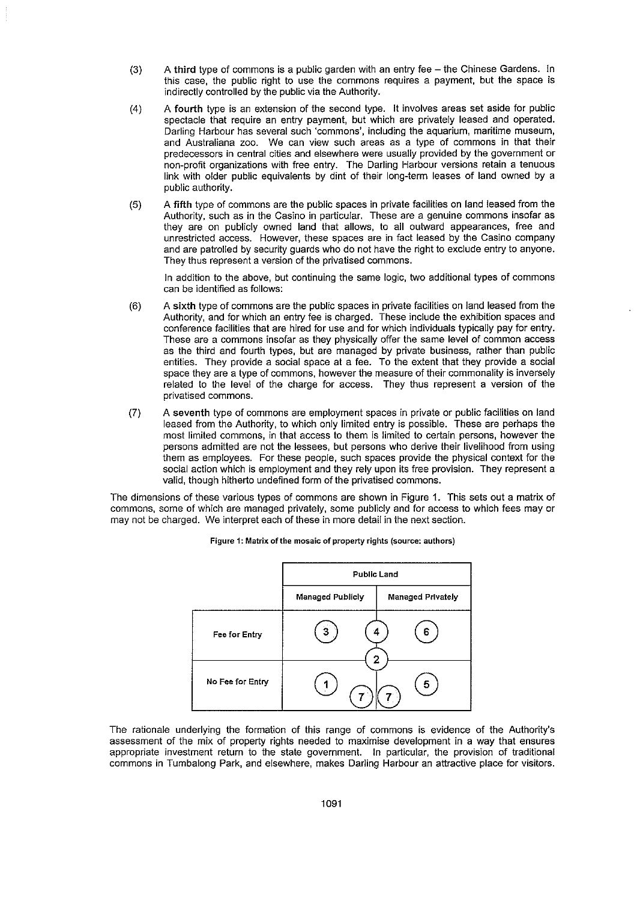(3) A **third** type of commons is a public garden with an entry fee – the Chinese Gardens. In this case, the public right to use the commons requires a payment, but the space is indirectly controlled by the public via the Authority.

(4) A **fourth** type is an extension of the second type. It involves areas set aside for public spectacle that require an entry payment, but which are privately leased and operated. Darling Harbour has several such 'commons', including the aquarium, maritime museum, and Australiana zoo. We can view such areas as a type of commons in that their predecessors in central cities and elsewhere were usually provided by the government or non-profit organizations with free entry. The Darling Harbour versions retain a tenuous link with older public equivalents by dint of their long-term leases of land owned by a public authority.

(5) A **fifth** type of commons are the public spaces in private facilities on land leased from the Authority, such as in the Casino in particular. These are a genuine commons insofar as they are on publicly owned land that allows, to all outward appearances, free and unrestricted access. However, these spaces are in fact leased by the Casino company and are patrolled by security guards who do not have the right to exclude entry to anyone. They thus represent a version of the privatised commons.

In addition to the above, but continuing the same logic, two additional types of commons can be identified as follows:

(6) A **sixth** type of commons are the public spaces in private facilities on land leased from the Authority, and for which an entry fee is charged. These include the exhibition spaces and conference facilities that are hired for use and for which individuals typically pay for entry. These are a commons insofar as they physically offer the same level of common access as the third and fourth types, but are managed by private business, rather than public entities. They provide a social space at a fee. To the extent that they provide a social space they are a type of commons, however the measure of their commonality is inversely related to the level of the charge for access. They thus represent a version of the privatised commons.

(7) A **seventh** type of commons are employment spaces in private or public facilities on land leased from the Authority, to which only limited entry is possible. These are perhaps the most limited commons, in that access to them is limited to certain persons, however the persons admitted are not the lessees, but persons who derive their livelihood from using them as employees. For these people, such spaces provide the physical context for the social action which is employment and they rely upon its free provision. They represent a valid, though hitherto undefined form of the privatised commons.

The dimensions of these various types of commons are shown in Figure 1. This sets out a matrix of commons, some of which are managed privately, some publicly and for access to which fees may or may not be charged. We interpret each of these in more detail in the next section.

**Figure 1: Matrix of the mosaic of property rights (source: authors)**

| | Public Land | |
|---|---|---|
| | **Managed Publicly** | **Managed Privately** |
| **Fee for Entry** | 3, 4 | 4, 6 |
| | 2 | 2 |
| **No Fee for Entry** | 1, 7 | 7, 5 |

The rationale underlying the formation of this range of commons is evidence of the Authority's assessment of the mix of property rights needed to maximise development in a way that ensures appropriate investment return to the state government. In particular, the provision of traditional commons in Tumbalong Park, and elsewhere, makes Darling Harbour an attractive place for visitors.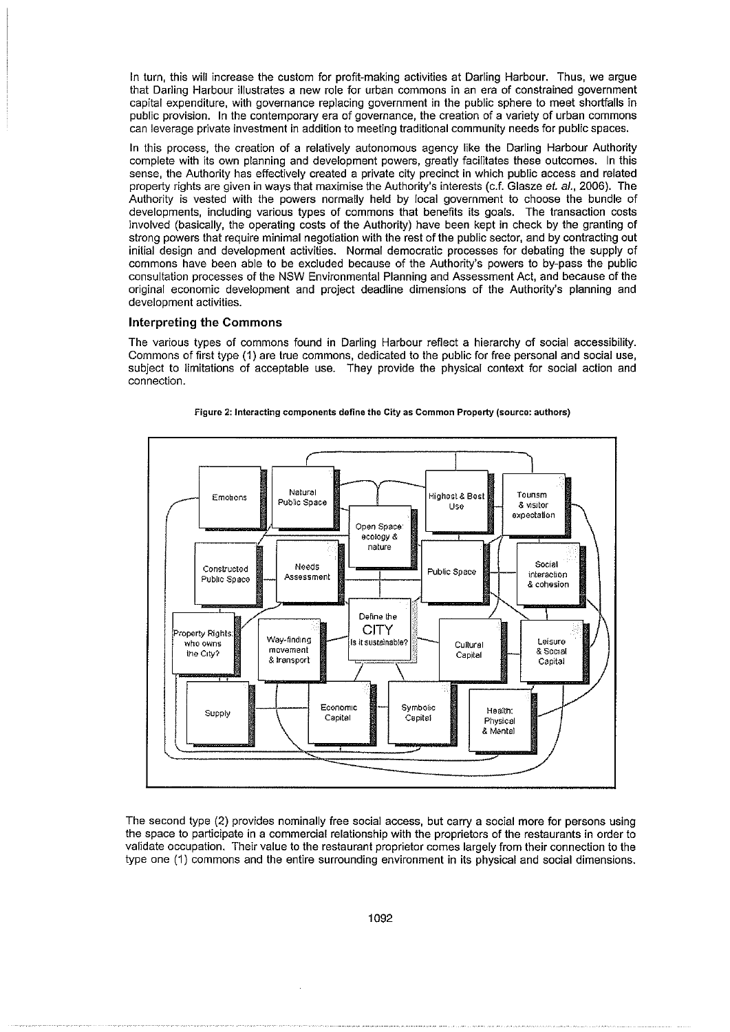In turn, this will increase the custom for profit-making activities at Darling Harbour. Thus, we argue that Darling Harbour illustrates a new role for urban commons in an era of constrained government capital expenditure, with governance replacing government in the public sphere to meet shortfalls in public provision. In the contemporary era of governance, the creation of a variety of urban commons can leverage private investment in addition to meeting traditional community needs for public spaces.

In this process, the creation of a relatively autonomous agency like the Darling Harbour Authority complete with its own planning and development powers, greatly facilitates these outcomes. In this sense, the Authority has effectively created a private city precinct in which public access and related property rights are given in ways that maximise the Authority's interests (c.f. Glasze *et. al.*, 2006). The Authority is vested with the powers normally held by local government to choose the bundle of developments, including various types of commons that benefits its goals. The transaction costs involved (basically, the operating costs of the Authority) have been kept in check by the granting of strong powers that require minimal negotiation with the rest of the public sector, and by contracting out initial design and development activities. Normal democratic processes for debating the supply of commons have been able to be excluded because of the Authority's powers to by-pass the public consultation processes of the NSW Environmental Planning and Assessment Act, and because of the original economic development and project deadline dimensions of the Authority's planning and development activities.

## Interpreting the Commons

The various types of commons found in Darling Harbour reflect a hierarchy of social accessibility. Commons of first type (1) are true commons, dedicated to the public for free personal and social use, subject to limitations of acceptable use. They provide the physical context for social action and connection.

**Figure 2: Interacting components define the City as Common Property (source: authors)**

The second type (2) provides nominally free social access, but carry a social more for persons using the space to participate in a commercial relationship with the proprietors of the restaurants in order to validate occupation. Their value to the restaurant proprietor comes largely from their connection to the type one (1) commons and the entire surrounding environment in its physical and social dimensions.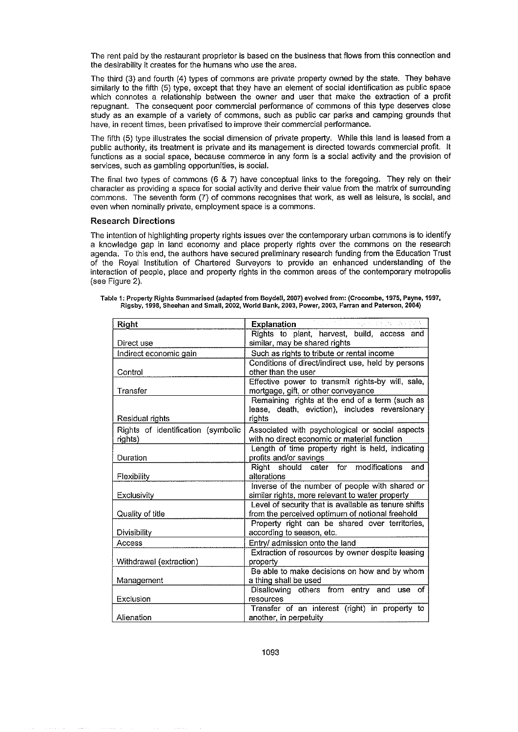The rent paid by the restaurant proprietor is based on the business that flows from this connection and the desirability it creates for the humans who use the area.

The third (3) and fourth (4) types of commons are private property owned by the state. They behave similarly to the fifth (5) type, except that they have an element of social identification as public space which connotes a relationship between the owner and user that make the extraction of a profit repugnant. The consequent poor commercial performance of commons of this type deserves close study as an example of a variety of commons, such as public car parks and camping grounds that have, in recent times, been privatised to improve their commercial performance.

The fifth (5) type illustrates the social dimension of private property. While this land is leased from a public authority, its treatment is private and its management is directed towards commercial profit. It functions as a social space, because commerce in any form is a social activity and the provision of services, such as gambling opportunities, is social.

The final two types of commons (6 & 7) have conceptual links to the foregoing. They rely on their character as providing a space for social activity and derive their value from the matrix of surrounding commons. The seventh form (7) of commons recognises that work, as well as leisure, is social, and even when nominally private, employment space is a commons.

## Research Directions

The intention of highlighting property rights issues over the contemporary urban commons is to identify a knowledge gap in land economy and place property rights over the commons on the research agenda. To this end, the authors have secured preliminary research funding from the Education Trust of the Royal Institution of Chartered Surveyors to provide an enhanced understanding of the interaction of people, place and property rights in the common areas of the contemporary metropolis (see Figure 2).

**Table 1: Property Rights Summarised (adapted from Boydell, 2007) evolved from: (Crocombe, 1975, Payne, 1997, Rigsby, 1998, Sheehan and Small, 2002, World Bank, 2003, Power, 2003, Farran and Paterson, 2004)**

| Right | Explanation |
|---|---|
| Direct use | Rights to plant, harvest, build, access and similar, may be shared rights |
| Indirect economic gain | Such as rights to tribute or rental income |
| Control | Conditions of direct/indirect use, held by persons other than the user |
| Transfer | Effective power to transmit rights-by will, sale, mortgage, gift, or other conveyance |
| Residual rights | Remaining rights at the end of a term (such as lease, death, eviction), includes reversionary rights |
| Rights of identification (symbolic rights) | Associated with psychological or social aspects with no direct economic or material function |
| Duration | Length of time property right is held, indicating profits and/or savings |
| Flexibility | Right should cater for modifications and alterations |
| Exclusivity | Inverse of the number of people with shared or similar rights, more relevant to water property |
| Quality of title | Level of security that is available as tenure shifts from the perceived optimum of notional freehold |
| Divisibility | Property right can be shared over territories, according to season, etc. |
| Access | Entry/ admission onto the land |
| Withdrawal (extraction) | Extraction of resources by owner despite leasing property |
| Management | Be able to make decisions on how and by whom a thing shall be used |
| Exclusion | Disallowing others from entry and use of resources |
| Alienation | Transfer of an interest (right) in property to another, in perpetuity |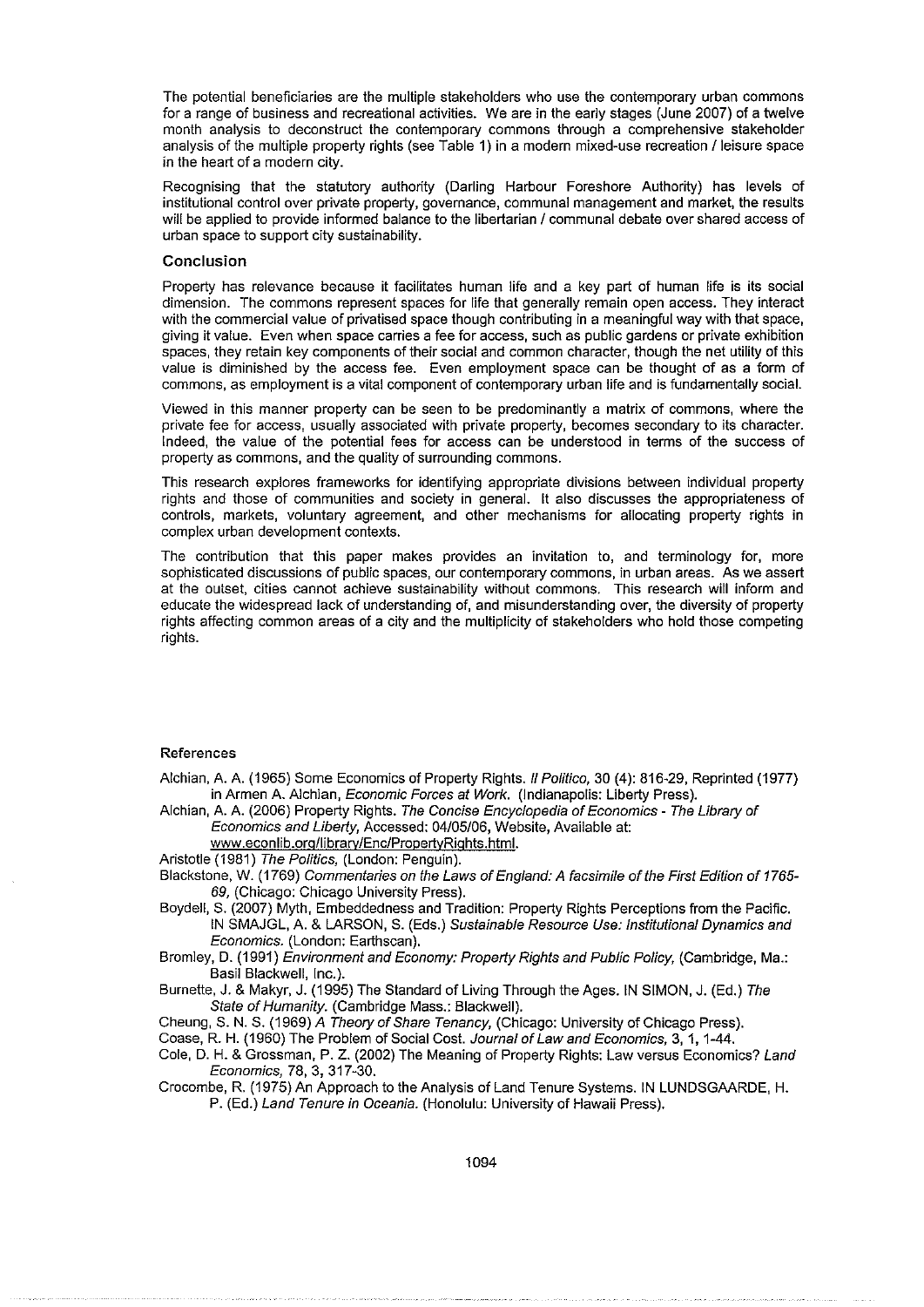The potential beneficiaries are the multiple stakeholders who use the contemporary urban commons for a range of business and recreational activities. We are in the early stages (June 2007) of a twelve month analysis to deconstruct the contemporary commons through a comprehensive stakeholder analysis of the multiple property rights (see Table 1) in a modern mixed-use recreation / leisure space in the heart of a modern city.

Recognising that the statutory authority (Darling Harbour Foreshore Authority) has levels of institutional control over private property, governance, communal management and market, the results will be applied to provide informed balance to the libertarian / communal debate over shared access of urban space to support city sustainability.

## Conclusion

Property has relevance because it facilitates human life and a key part of human life is its social dimension. The commons represent spaces for life that generally remain open access. They interact with the commercial value of privatised space though contributing in a meaningful way with that space, giving it value. Even when space carries a fee for access, such as public gardens or private exhibition spaces, they retain key components of their social and common character, though the net utility of this value is diminished by the access fee. Even employment space can be thought of as a form of commons, as employment is a vital component of contemporary urban life and is fundamentally social.

Viewed in this manner property can be seen to be predominantly a matrix of commons, where the private fee for access, usually associated with private property, becomes secondary to its character. Indeed, the value of the potential fees for access can be understood in terms of the success of property as commons, and the quality of surrounding commons.

This research explores frameworks for identifying appropriate divisions between individual property rights and those of communities and society in general. It also discusses the appropriateness of controls, markets, voluntary agreement, and other mechanisms for allocating property rights in complex urban development contexts.

The contribution that this paper makes provides an invitation to, and terminology for, more sophisticated discussions of public spaces, our contemporary commons, in urban areas. As we assert at the outset, cities cannot achieve sustainability without commons. This research will inform and educate the widespread lack of understanding of, and misunderstanding over, the diversity of property rights affecting common areas of a city and the multiplicity of stakeholders who hold those competing rights.

## References

Alchian, A. A. (1965) Some Economics of Property Rights. *Il Politico,* 30 (4): 816-29, Reprinted (1977) in Armen A. Alchian, *Economic Forces at Work.* (Indianapolis: Liberty Press).

Alchian, A. A. (2006) Property Rights. *The Concise Encyclopedia of Economics - The Library of Economics and Liberty,* Accessed: 04/05/06, Website, Available at: www.econlib.org/library/Enc/PropertyRights.html.

Aristotle (1981) *The Politics,* (London: Penguin).

Blackstone, W. (1769) *Commentaries on the Laws of England: A facsimile of the First Edition of 1765-69,* (Chicago: Chicago University Press).

Boydell, S. (2007) Myth, Embeddedness and Tradition: Property Rights Perceptions from the Pacific. IN SMAJGL, A. & LARSON, S. (Eds.) *Sustainable Resource Use: Institutional Dynamics and Economics.* (London: Earthscan).

Bromley, D. (1991) *Environment and Economy: Property Rights and Public Policy,* (Cambridge, Ma.: Basil Blackwell, Inc.).

Burnette, J. & Makyr, J. (1995) The Standard of Living Through the Ages. IN SIMON, J. (Ed.) *The State of Humanity.* (Cambridge Mass.: Blackwell).

Cheung, S. N. S. (1969) *A Theory of Share Tenancy,* (Chicago: University of Chicago Press).

Coase, R. H. (1960) The Problem of Social Cost. *Journal of Law and Economics,* 3, 1, 1-44.

Cole, D. H. & Grossman, P. Z. (2002) The Meaning of Property Rights: Law versus Economics? *Land Economics,* 78, 3, 317-30.

Crocombe, R. (1975) An Approach to the Analysis of Land Tenure Systems. IN LUNDSGAARDE, H. P. (Ed.) *Land Tenure in Oceania.* (Honolulu: University of Hawaii Press).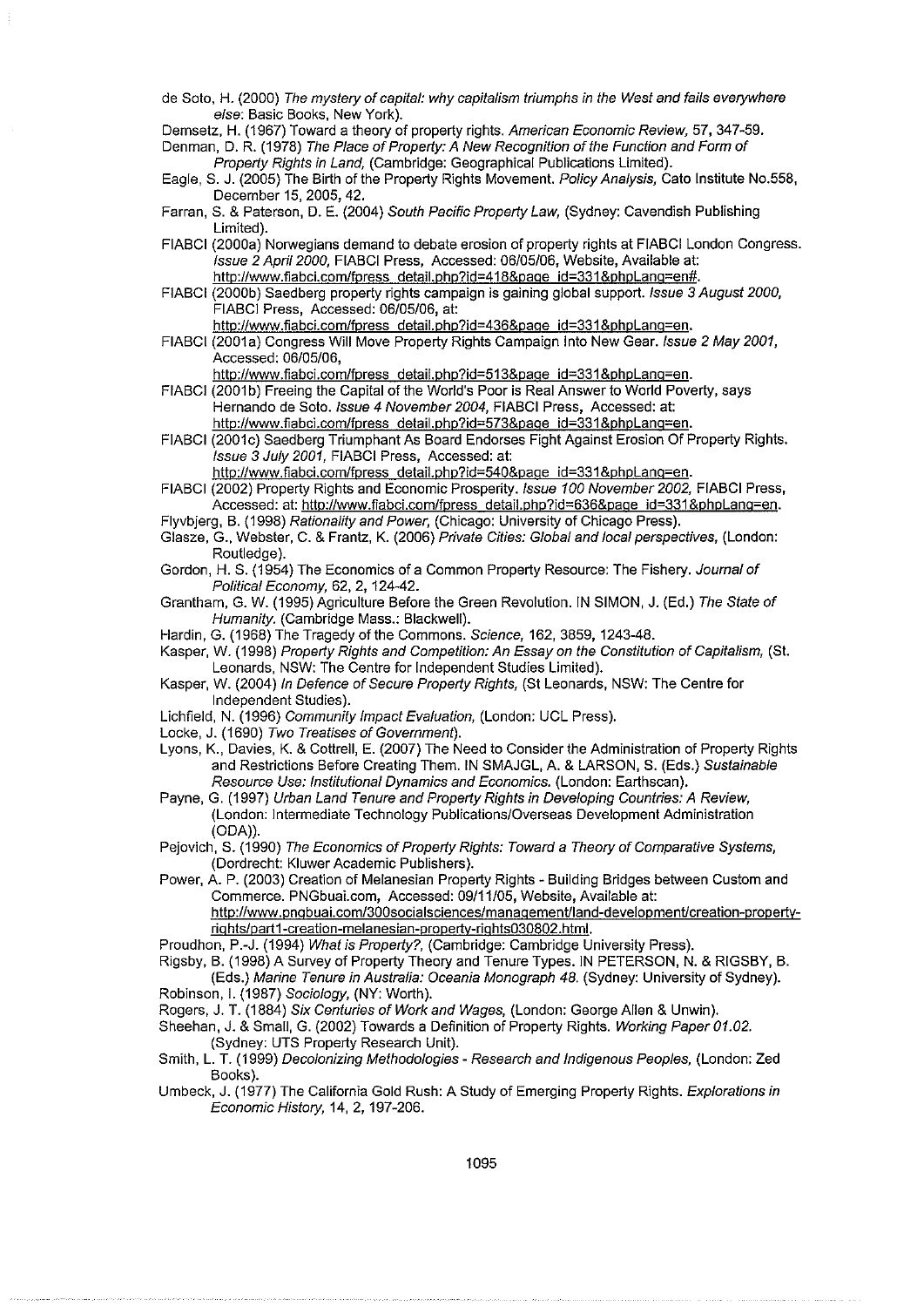de Soto, H. (2000) *The mystery of capital: why capitalism triumphs in the West and fails everywhere else*: Basic Books, New York).

Demsetz, H. (1967) Toward a theory of property rights. *American Economic Review,* 57, 347-59.

Denman, D. R. (1978) *The Place of Property: A New Recognition of the Function and Form of Property Rights in Land,* (Cambridge: Geographical Publications Limited).

Eagle, S. J. (2005) The Birth of the Property Rights Movement. *Policy Analysis,* Cato Institute No.558, December 15, 2005, 42.

Farran, S. & Paterson, D. E. (2004) *South Pacific Property Law,* (Sydney: Cavendish Publishing Limited).

FIABCI (2000a) Norwegians demand to debate erosion of property rights at FIABCI London Congress. *Issue 2 April 2000,* FIABCI Press, Accessed: 06/05/06, Website, Available at: http://www.fiabci.com/fpress_detail.php?id=418&page_id=331&phpLang=en#.

FIABCI (2000b) Saedberg property rights campaign is gaining global support. *Issue 3 August 2000,* FIABCI Press, Accessed: 06/05/06, at: http://www.fiabci.com/fpress_detail.php?id=436&page_id=331&phpLang=en.

FIABCI (2001a) Congress Will Move Property Rights Campaign Into New Gear. *Issue 2 May 2001,* Accessed: 06/05/06, http://www.fiabci.com/fpress_detail.php?id=513&page_id=331&phpLang=en.

FIABCI (2001b) Freeing the Capital of the World's Poor is Real Answer to World Poverty, says Hernando de Soto. *Issue 4 November 2004,* FIABCI Press, Accessed: at: http://www.fiabci.com/fpress_detail.php?id=573&page_id=331&phpLang=en.

FIABCI (2001c) Saedberg Triumphant As Board Endorses Fight Against Erosion Of Property Rights. *Issue 3 July 2001,* FIABCI Press, Accessed: at: http://www.fiabci.com/fpress_detail.php?id=540&page_id=331&phpLang=en.

FIABCI (2002) Property Rights and Economic Prosperity. *Issue 100 November 2002,* FIABCI Press, Accessed: at: http://www.fiabci.com/fpress_detail.php?id=636&page_id=331&phpLang=en.

Flyvbjerg, B. (1998) *Rationality and Power,* (Chicago: University of Chicago Press).

Glasze, G., Webster, C. & Frantz, K. (2006) *Private Cities: Global and local perspectives,* (London: Routledge).

Gordon, H. S. (1954) The Economics of a Common Property Resource: The Fishery. *Journal of Political Economy,* 62, 2, 124-42.

Grantham, G. W. (1995) Agriculture Before the Green Revolution. IN SIMON, J. (Ed.) *The State of Humanity.* (Cambridge Mass.: Blackwell).

Hardin, G. (1968) The Tragedy of the Commons. *Science,* 162, 3859, 1243-48.

Kasper, W. (1998) *Property Rights and Competition: An Essay on the Constitution of Capitalism,* (St. Leonards, NSW: The Centre for Independent Studies Limited).

Kasper, W. (2004) *In Defence of Secure Property Rights,* (St Leonards, NSW: The Centre for Independent Studies).

Lichfield, N. (1996) *Community Impact Evaluation,* (London: UCL Press).

Locke, J. (1690) *Two Treatises of Government*).

Lyons, K., Davies, K. & Cottrell, E. (2007) The Need to Consider the Administration of Property Rights and Restrictions Before Creating Them. IN SMAJGL, A. & LARSON, S. (Eds.) *Sustainable Resource Use: Institutional Dynamics and Economics.* (London: Earthscan).

Payne, G. (1997) *Urban Land Tenure and Property Rights in Developing Countries: A Review,* (London: Intermediate Technology Publications/Overseas Development Administration (ODA)).

Pejovich, S. (1990) *The Economics of Property Rights: Toward a Theory of Comparative Systems,* (Dordrecht: Kluwer Academic Publishers).

Power, A. P. (2003) Creation of Melanesian Property Rights - Building Bridges between Custom and Commerce. PNGbuai.com, Accessed: 09/11/05, Website, Available at: http://www.pngbuai.com/300socialsciences/management/land-development/creation-property-rights/part1-creation-melanesian-property-rights030802.html.

Proudhon, P.-J. (1994) *What is Property?,* (Cambridge: Cambridge University Press).

Rigsby, B. (1998) A Survey of Property Theory and Tenure Types. IN PETERSON, N. & RIGSBY, B. (Eds.) *Marine Tenure in Australia: Oceania Monograph 48.* (Sydney: University of Sydney).

Robinson, I. (1987) *Sociology,* (NY: Worth).

Rogers, J. T. (1884) *Six Centuries of Work and Wages,* (London: George Allen & Unwin).

Sheehan, J. & Small, G. (2002) Towards a Definition of Property Rights. *Working Paper 01.02.* (Sydney: UTS Property Research Unit).

Smith, L. T. (1999) *Decolonizing Methodologies - Research and Indigenous Peoples,* (London: Zed Books).

Umbeck, J. (1977) The California Gold Rush: A Study of Emerging Property Rights. *Explorations in Economic History,* 14, 2, 197-206.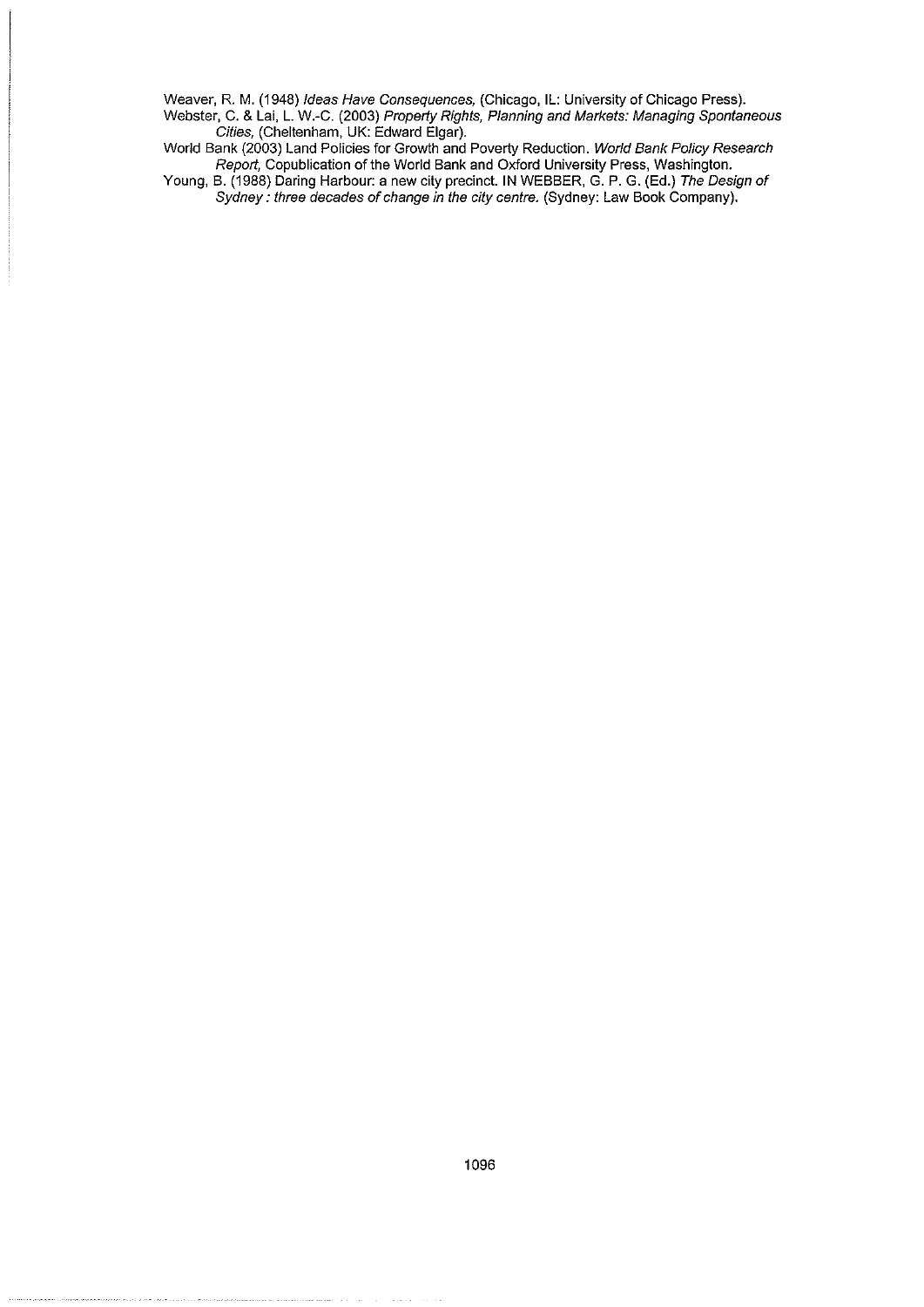Weaver, R. M. (1948) *Ideas Have Consequences,* (Chicago, IL: University of Chicago Press).

Webster, C. & Lai, L. W.-C. (2003) *Property Rights, Planning and Markets: Managing Spontaneous Cities,* (Cheltenham, UK: Edward Elgar).

World Bank (2003) Land Policies for Growth and Poverty Reduction. *World Bank Policy Research Report,* Copublication of the World Bank and Oxford University Press, Washington.

Young, B. (1988) Daring Harbour: a new city precinct. IN WEBBER, G. P. G. (Ed.) *The Design of Sydney : three decades of change in the city centre.* (Sydney: Law Book Company).